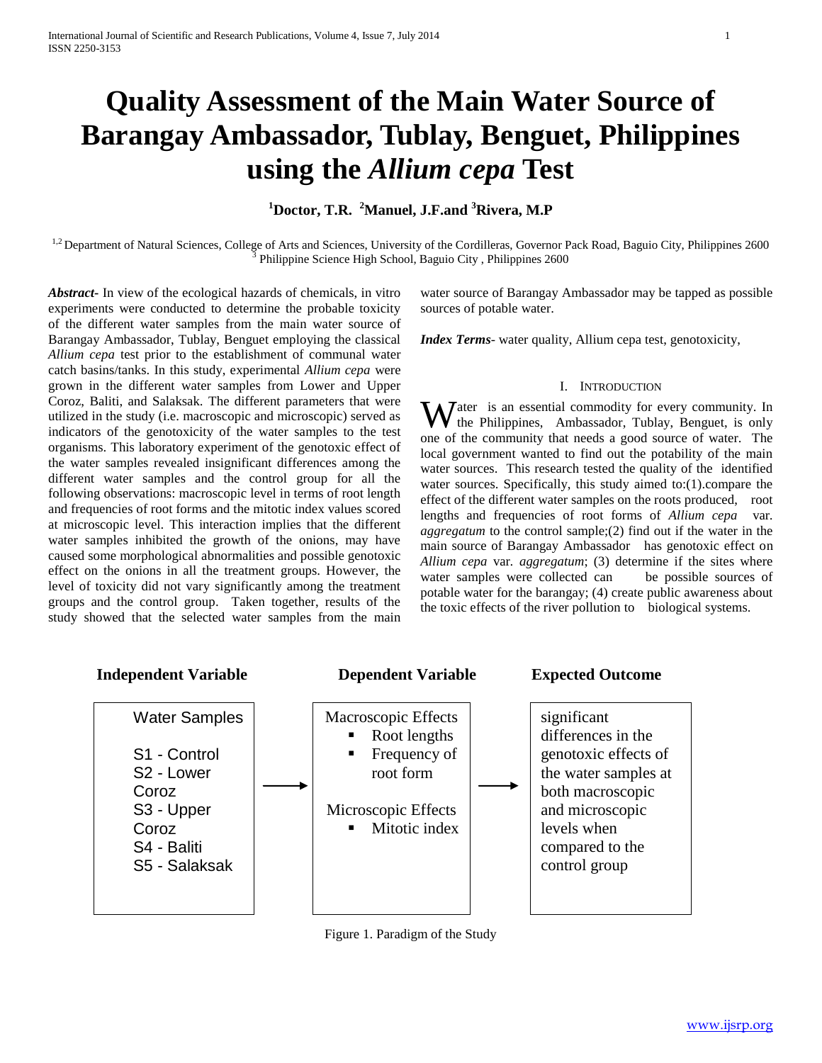# Quality Assessment of the Main Water Source of Barangay Ambassador, Tublay, Benguet, Philippines using the *Allium cepa* Test

**[1]Doctor, T.R. [2]Manuel, J.F.and [3]Rivera, M.P**

[1,2] Department of Natural Sciences, College of Arts and Sciences, University of the Cordilleras, Governor Pack Road, Baguio City, Philippines 2600
[3] Philippine Science High School, Baguio City , Philippines 2600

***Abstract***- In view of the ecological hazards of chemicals, in vitro experiments were conducted to determine the probable toxicity of the different water samples from the main water source of Barangay Ambassador, Tublay, Benguet employing the classical *Allium cepa* test prior to the establishment of communal water catch basins/tanks. In this study, experimental *Allium cepa* were grown in the different water samples from Lower and Upper Coroz, Baliti, and Salaksak. The different parameters that were utilized in the study (i.e. macroscopic and microscopic) served as indicators of the genotoxicity of the water samples to the test organisms. This laboratory experiment of the genotoxic effect of the water samples revealed insignificant differences among the different water samples and the control group for all the following observations: macroscopic level in terms of root length and frequencies of root forms and the mitotic index values scored at microscopic level. This interaction implies that the different water samples inhibited the growth of the onions, may have caused some morphological abnormalities and possible genotoxic effect on the onions in all the treatment groups. However, the level of toxicity did not vary significantly among the treatment groups and the control group. Taken together, results of the study showed that the selected water samples from the main water source of Barangay Ambassador may be tapped as possible sources of potable water.

***Index Terms***- water quality, Allium cepa test, genotoxicity,

## I. Introduction

Water is an essential commodity for every community. In the Philippines, Ambassador, Tublay, Benguet, is only one of the community that needs a good source of water. The local government wanted to find out the potability of the main water sources. This research tested the quality of the identified water sources. Specifically, this study aimed to:(1).compare the effect of the different water samples on the roots produced, root lengths and frequencies of root forms of *Allium cepa* var. *aggregatum* to the control sample;(2) find out if the water in the main source of Barangay Ambassador has genotoxic effect on *Allium cepa* var. *aggregatum*; (3) determine if the sites where water samples were collected can be possible sources of potable water for the barangay; (4) create public awareness about the toxic effects of the river pollution to biological systems.

| Independent Variable | | Dependent Variable | | Expected Outcome |
|---|---|---|---|---|
| Water Samples<br><br>S1 - Control<br>S2 - Lower Coroz<br>S3 - Upper Coroz<br>S4 - Baliti<br>S5 - Salaksak | → | Macroscopic Effects<br>▪ Root lengths<br>▪ Frequency of root form<br><br>Microscopic Effects<br>▪ Mitotic index | → | significant differences in the genotoxic effects of the water samples at both macroscopic and microscopic levels when compared to the control group |

Figure 1. Paradigm of the Study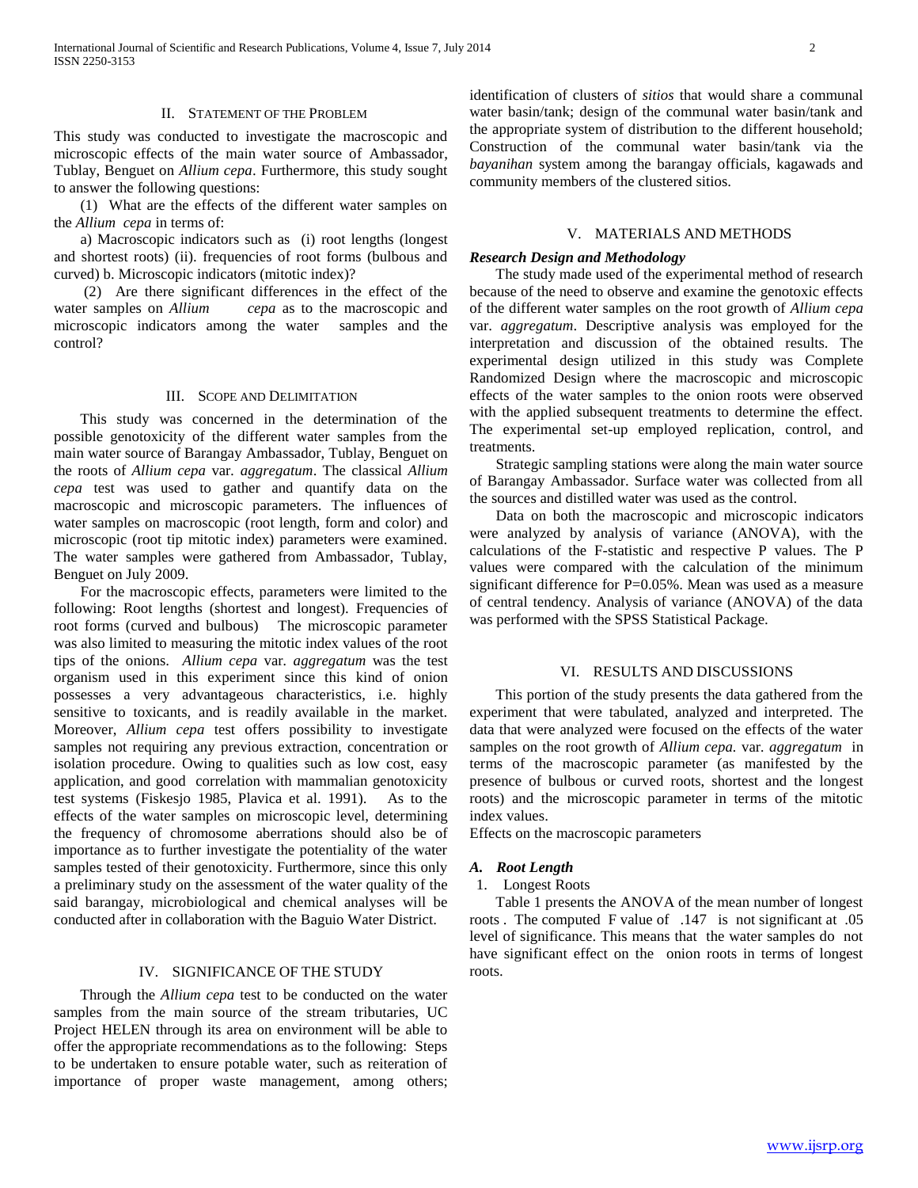## II. Statement of the Problem

This study was conducted to investigate the macroscopic and microscopic effects of the main water source of Ambassador, Tublay, Benguet on *Allium cepa*. Furthermore, this study sought to answer the following questions:

(1) What are the effects of the different water samples on the *Allium cepa* in terms of:

a) Macroscopic indicators such as (i) root lengths (longest and shortest roots) (ii). frequencies of root forms (bulbous and curved) b. Microscopic indicators (mitotic index)?

(2) Are there significant differences in the effect of the water samples on *Allium cepa* as to the macroscopic and microscopic indicators among the water samples and the control?

## III. Scope and Delimitation

This study was concerned in the determination of the possible genotoxicity of the different water samples from the main water source of Barangay Ambassador, Tublay, Benguet on the roots of *Allium cepa* var. *aggregatum*. The classical *Allium cepa* test was used to gather and quantify data on the macroscopic and microscopic parameters. The influences of water samples on macroscopic (root length, form and color) and microscopic (root tip mitotic index) parameters were examined. The water samples were gathered from Ambassador, Tublay, Benguet on July 2009.

For the macroscopic effects, parameters were limited to the following: Root lengths (shortest and longest). Frequencies of root forms (curved and bulbous) The microscopic parameter was also limited to measuring the mitotic index values of the root tips of the onions. *Allium cepa* var. *aggregatum* was the test organism used in this experiment since this kind of onion possesses a very advantageous characteristics, i.e. highly sensitive to toxicants, and is readily available in the market. Moreover, *Allium cepa* test offers possibility to investigate samples not requiring any previous extraction, concentration or isolation procedure. Owing to qualities such as low cost, easy application, and good correlation with mammalian genotoxicity test systems (Fiskesjo 1985, Plavica et al. 1991). As to the effects of the water samples on microscopic level, determining the frequency of chromosome aberrations should also be of importance as to further investigate the potentiality of the water samples tested of their genotoxicity. Furthermore, since this only a preliminary study on the assessment of the water quality of the said barangay, microbiological and chemical analyses will be conducted after in collaboration with the Baguio Water District.

## IV. Significance of the Study

Through the *Allium cepa* test to be conducted on the water samples from the main source of the stream tributaries, UC Project HELEN through its area on environment will be able to offer the appropriate recommendations as to the following: Steps to be undertaken to ensure potable water, such as reiteration of importance of proper waste management, among others; identification of clusters of *sitios* that would share a communal water basin/tank; design of the communal water basin/tank and the appropriate system of distribution to the different household; Construction of the communal water basin/tank via the *bayanihan* system among the barangay officials, kagawads and community members of the clustered sitios.

## V. Materials and Methods

### *Research Design and Methodology*

The study made used of the experimental method of research because of the need to observe and examine the genotoxic effects of the different water samples on the root growth of *Allium cepa* var. *aggregatum*. Descriptive analysis was employed for the interpretation and discussion of the obtained results. The experimental design utilized in this study was Complete Randomized Design where the macroscopic and microscopic effects of the water samples to the onion roots were observed with the applied subsequent treatments to determine the effect. The experimental set-up employed replication, control, and treatments.

Strategic sampling stations were along the main water source of Barangay Ambassador. Surface water was collected from all the sources and distilled water was used as the control.

Data on both the macroscopic and microscopic indicators were analyzed by analysis of variance (ANOVA), with the calculations of the F-statistic and respective P values. The P values were compared with the calculation of the minimum significant difference for P=0.05%. Mean was used as a measure of central tendency. Analysis of variance (ANOVA) of the data was performed with the SPSS Statistical Package.

## VI. Results and Discussions

This portion of the study presents the data gathered from the experiment that were tabulated, analyzed and interpreted. The data that were analyzed were focused on the effects of the water samples on the root growth of *Allium cepa.* var. *aggregatum* in terms of the macroscopic parameter (as manifested by the presence of bulbous or curved roots, shortest and the longest roots) and the microscopic parameter in terms of the mitotic index values.

Effects on the macroscopic parameters

### *A. Root Length*

1. Longest Roots

Table 1 presents the ANOVA of the mean number of longest roots . The computed F value of .147 is not significant at .05 level of significance. This means that the water samples do not have significant effect on the onion roots in terms of longest roots.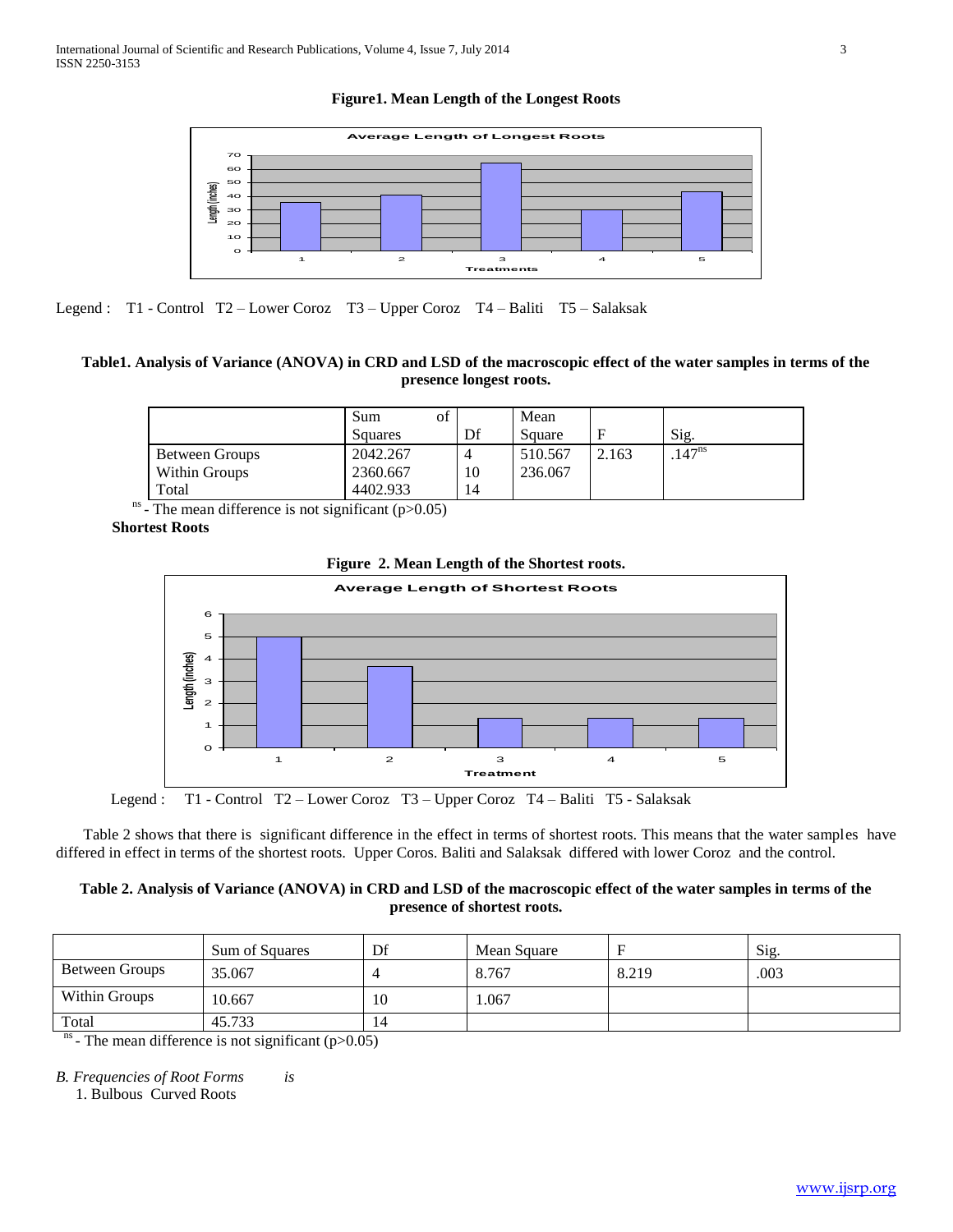**Figure1. Mean Length of the Longest Roots**

Legend : T1 - Control T2 – Lower Coroz T3 – Upper Coroz T4 – Baliti T5 – Salaksak

**Table1. Analysis of Variance (ANOVA) in CRD and LSD of the macroscopic effect of the water samples in terms of the presence longest roots.**

| | Sum of Squares | Df | Mean Square | F | Sig. |
|---|---|---|---|---|---|
| Between Groups | 2042.267 | 4 | 510.567 | 2.163 | .147[ns] |
| Within Groups | 2360.667 | 10 | 236.067 | | |
| Total | 4402.933 | 14 | | | |

[ns] - The mean difference is not significant ($p>0.05$)

**Shortest Roots**

**Figure 2. Mean Length of the Shortest roots.**

Legend : T1 - Control T2 – Lower Coroz T3 – Upper Coroz T4 – Baliti T5 - Salaksak

Table 2 shows that there is significant difference in the effect in terms of shortest roots. This means that the water samples have differed in effect in terms of the shortest roots. Upper Coros. Baliti and Salaksak differed with lower Coroz and the control.

**Table 2. Analysis of Variance (ANOVA) in CRD and LSD of the macroscopic effect of the water samples in terms of the presence of shortest roots.**

| | Sum of Squares | Df | Mean Square | F | Sig. |
|---|---|---|---|---|---|
| Between Groups | 35.067 | 4 | 8.767 | 8.219 | .003 |
| Within Groups | 10.667 | 10 | 1.067 | | |
| Total | 45.733 | 14 | | | |

[ns] - The mean difference is not significant ($p>0.05$)

*B. Frequencies of Root Forms is*

1. Bulbous Curved Roots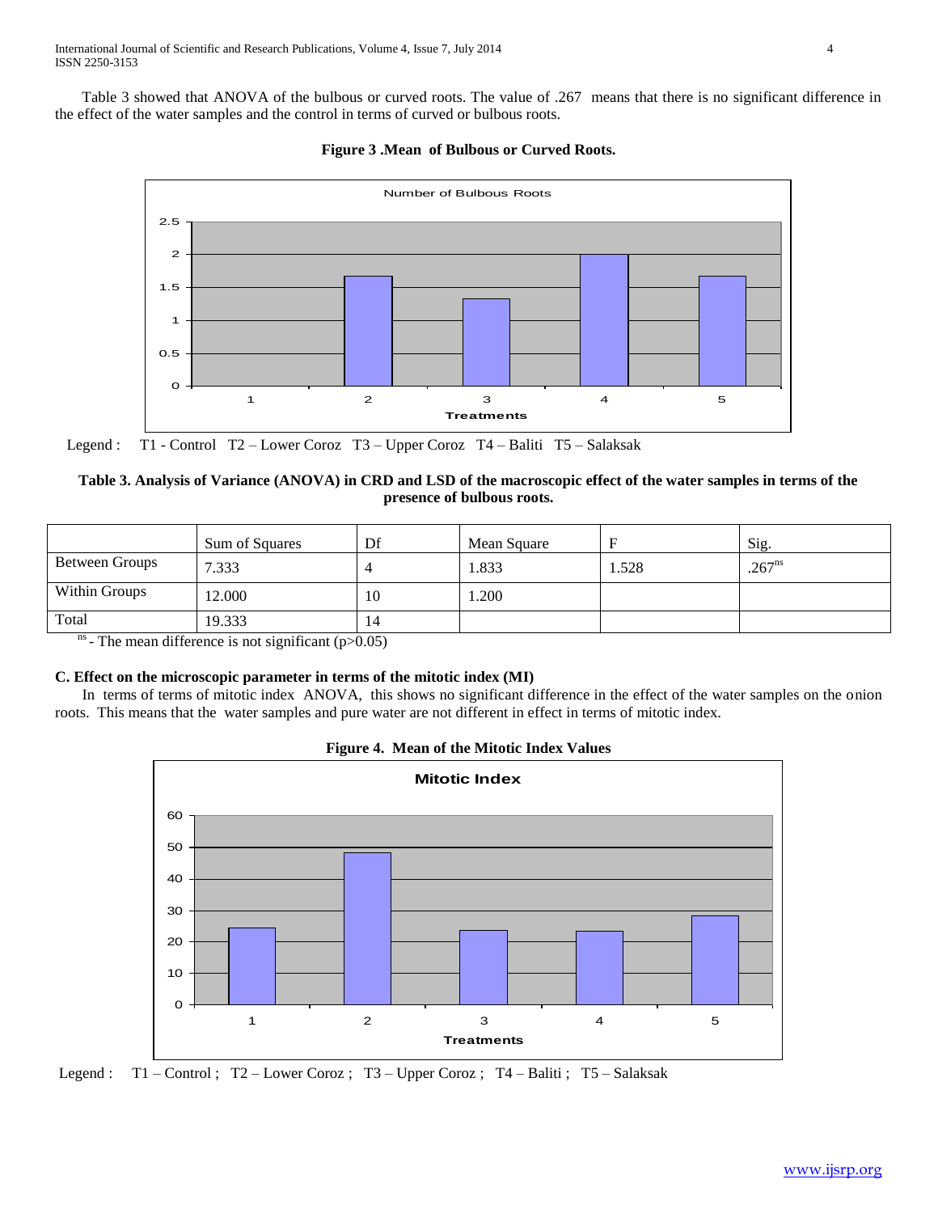Table 3 showed that ANOVA of the bulbous or curved roots. The value of .267 means that there is no significant difference in the effect of the water samples and the control in terms of curved or bulbous roots.

**Figure 3 .Mean of Bulbous or Curved Roots.**

Legend : T1 - Control T2 – Lower Coroz T3 – Upper Coroz T4 – Baliti T5 – Salaksak

**Table 3. Analysis of Variance (ANOVA) in CRD and LSD of the macroscopic effect of the water samples in terms of the presence of bulbous roots.**

| | Sum of Squares | Df | Mean Square | F | Sig. |
|---|---|---|---|---|---|
| Between Groups | 7.333 | 4 | 1.833 | 1.528 | .267[ns] |
| Within Groups | 12.000 | 10 | 1.200 | | |
| Total | 19.333 | 14 | | | |

[ns] - The mean difference is not significant ($p>0.05$)

### C. Effect on the microscopic parameter in terms of the mitotic index (MI)

In terms of terms of mitotic index ANOVA, this shows no significant difference in the effect of the water samples on the onion roots. This means that the water samples and pure water are not different in effect in terms of mitotic index.

**Figure 4. Mean of the Mitotic Index Values**

Legend : T1 – Control ; T2 – Lower Coroz ; T3 – Upper Coroz ; T4 – Baliti ; T5 – Salaksak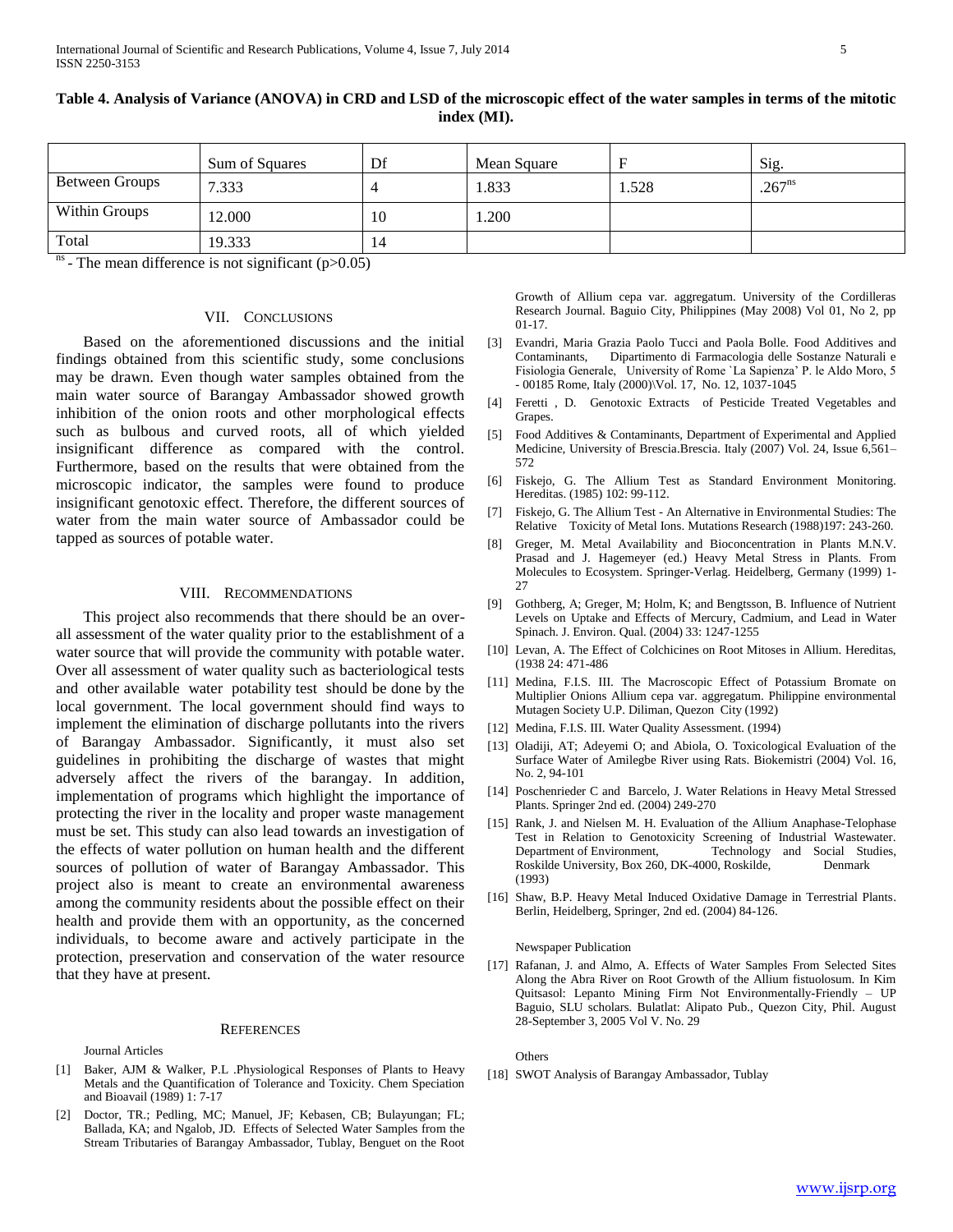**Table 4. Analysis of Variance (ANOVA) in CRD and LSD of the microscopic effect of the water samples in terms of the mitotic index (MI).**

| | Sum of Squares | Df | Mean Square | F | Sig. |
|---|---|---|---|---|---|
| Between Groups | 7.333 | 4 | 1.833 | 1.528 | $.267^{ns}$ |
| Within Groups | 12.000 | 10 | 1.200 | | |
| Total | 19.333 | 14 | | | |

$^{ns}$ - The mean difference is not significant ($p>0.05$)

## VII. Conclusions

Based on the aforementioned discussions and the initial findings obtained from this scientific study, some conclusions may be drawn. Even though water samples obtained from the main water source of Barangay Ambassador showed growth inhibition of the onion roots and other morphological effects such as bulbous and curved roots, all of which yielded insignificant difference as compared with the control. Furthermore, based on the results that were obtained from the microscopic indicator, the samples were found to produce insignificant genotoxic effect. Therefore, the different sources of water from the main water source of Ambassador could be tapped as sources of potable water.

## VIII. Recommendations

This project also recommends that there should be an over-all assessment of the water quality prior to the establishment of a water source that will provide the community with potable water. Over all assessment of water quality such as bacteriological tests and other available water potability test should be done by the local government. The local government should find ways to implement the elimination of discharge pollutants into the rivers of Barangay Ambassador. Significantly, it must also set guidelines in prohibiting the discharge of wastes that might adversely affect the rivers of the barangay. In addition, implementation of programs which highlight the importance of protecting the river in the locality and proper waste management must be set. This study can also lead towards an investigation of the effects of water pollution on human health and the different sources of pollution of water of Barangay Ambassador. This project also is meant to create an environmental awareness among the community residents about the possible effect on their health and provide them with an opportunity, as the concerned individuals, to become aware and actively participate in the protection, preservation and conservation of the water resource that they have at present.

## References

Journal Articles

[1] Baker, AJM & Walker, P.L .Physiological Responses of Plants to Heavy Metals and the Quantification of Tolerance and Toxicity. Chem Speciation and Bioavail (1989) 1: 7-17

[2] Doctor, TR.; Pedling, MC; Manuel, JF; Kebasen, CB; Bulayungan; FL; Ballada, KA; and Ngalob, JD. Effects of Selected Water Samples from the Stream Tributaries of Barangay Ambassador, Tublay, Benguet on the Root Growth of Allium cepa var. aggregatum. University of the Cordilleras Research Journal. Baguio City, Philippines (May 2008) Vol 01, No 2, pp 01-17.

[3] Evandri, Maria Grazia Paolo Tucci and Paola Bolle. Food Additives and Contaminants, Dipartimento di Farmacologia delle Sostanze Naturali e Fisiologia Generale, University of Rome `La Sapienza' P. le Aldo Moro, 5 - 00185 Rome, Italy (2000)\Vol. 17, No. 12, 1037-1045

[4] Feretti , D. Genotoxic Extracts of Pesticide Treated Vegetables and Grapes.

[5] Food Additives & Contaminants, Department of Experimental and Applied Medicine, University of Brescia.Brescia. Italy (2007) Vol. 24, Issue 6,561–572

[6] Fiskejo, G. The Allium Test as Standard Environment Monitoring. Hereditas. (1985) 102: 99-112.

[7] Fiskejo, G. The Allium Test - An Alternative in Environmental Studies: The Relative Toxicity of Metal Ions. Mutations Research (1988)197: 243-260.

[8] Greger, M. Metal Availability and Bioconcentration in Plants M.N.V. Prasad and J. Hagemeyer (ed.) Heavy Metal Stress in Plants. From Molecules to Ecosystem. Springer-Verlag. Heidelberg, Germany (1999) 1-27

[9] Gothberg, A; Greger, M; Holm, K; and Bengtsson, B. Influence of Nutrient Levels on Uptake and Effects of Mercury, Cadmium, and Lead in Water Spinach. J. Environ. Qual. (2004) 33: 1247-1255

[10] Levan, A. The Effect of Colchicines on Root Mitoses in Allium. Hereditas, (1938 24: 471-486

[11] Medina, F.I.S. III. The Macroscopic Effect of Potassium Bromate on Multiplier Onions Allium cepa var. aggregatum. Philippine environmental Mutagen Society U.P. Diliman, Quezon City (1992)

[12] Medina, F.I.S. III. Water Quality Assessment. (1994)

[13] Oladiji, AT; Adeyemi O; and Abiola, O. Toxicological Evaluation of the Surface Water of Amilegbe River using Rats. Biokemistri (2004) Vol. 16, No. 2, 94-101

[14] Poschenrieder C and Barcelo, J. Water Relations in Heavy Metal Stressed Plants. Springer 2nd ed. (2004) 249-270

[15] Rank, J. and Nielsen M. H. Evaluation of the Allium Anaphase-Telophase Test in Relation to Genotoxicity Screening of Industrial Wastewater. Department of Environment, Technology and Social Studies, Roskilde University, Box 260, DK-4000, Roskilde, Denmark (1993)

[16] Shaw, B.P. Heavy Metal Induced Oxidative Damage in Terrestrial Plants. Berlin, Heidelberg, Springer, 2nd ed. (2004) 84-126.

Newspaper Publication

[17] Rafanan, J. and Almo, A. Effects of Water Samples From Selected Sites Along the Abra River on Root Growth of the Allium fistuolosum. In Kim Quitsasol: Lepanto Mining Firm Not Environmentally-Friendly – UP Baguio, SLU scholars. Bulatlat: Alipato Pub., Quezon City, Phil. August 28-September 3, 2005 Vol V. No. 29

Others

[18] SWOT Analysis of Barangay Ambassador, Tublay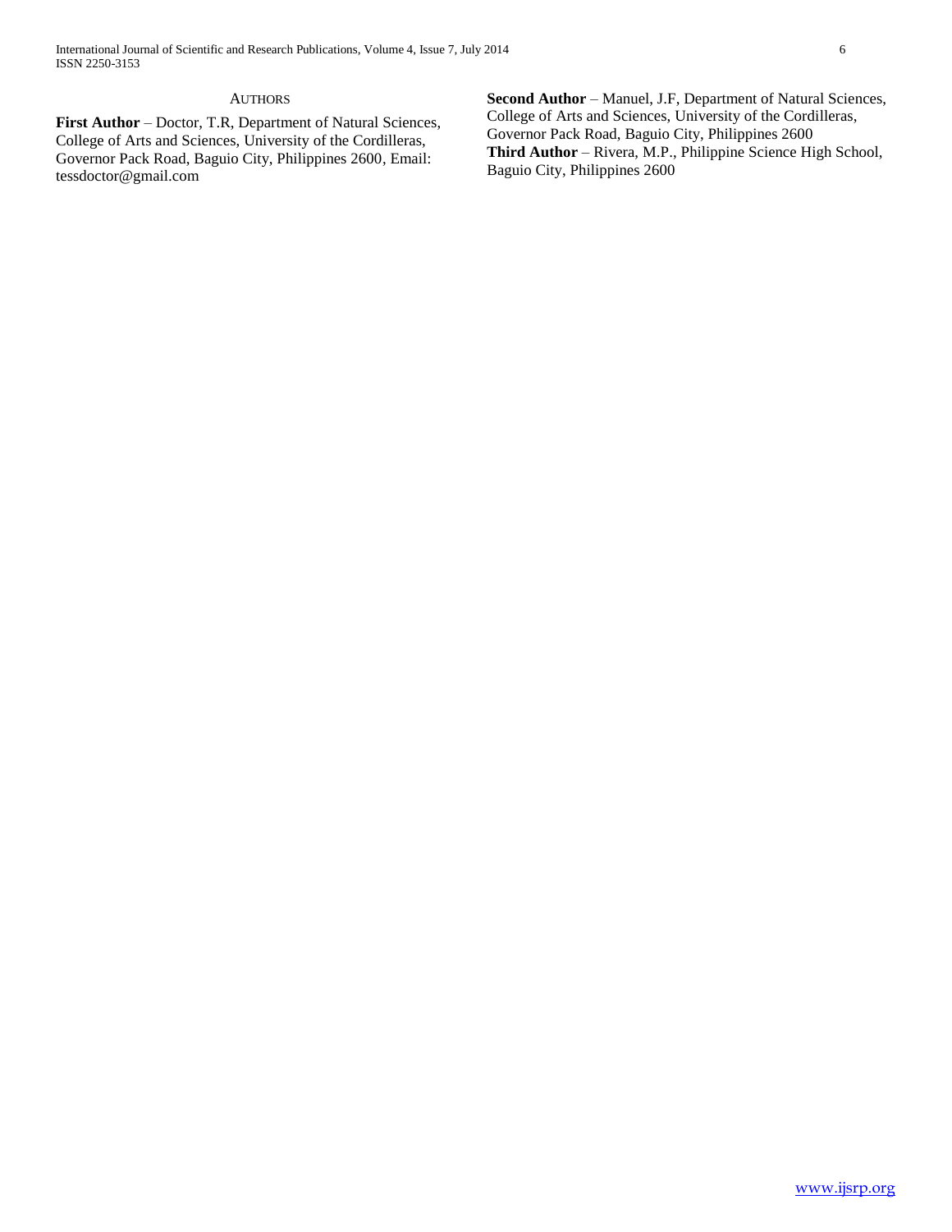## AUTHORS

**First Author** – Doctor, T.R, Department of Natural Sciences, College of Arts and Sciences, University of the Cordilleras, Governor Pack Road, Baguio City, Philippines 2600, Email: tessdoctor@gmail.com

**Second Author** – Manuel, J.F, Department of Natural Sciences, College of Arts and Sciences, University of the Cordilleras, Governor Pack Road, Baguio City, Philippines 2600

**Third Author** – Rivera, M.P., Philippine Science High School, Baguio City, Philippines 2600